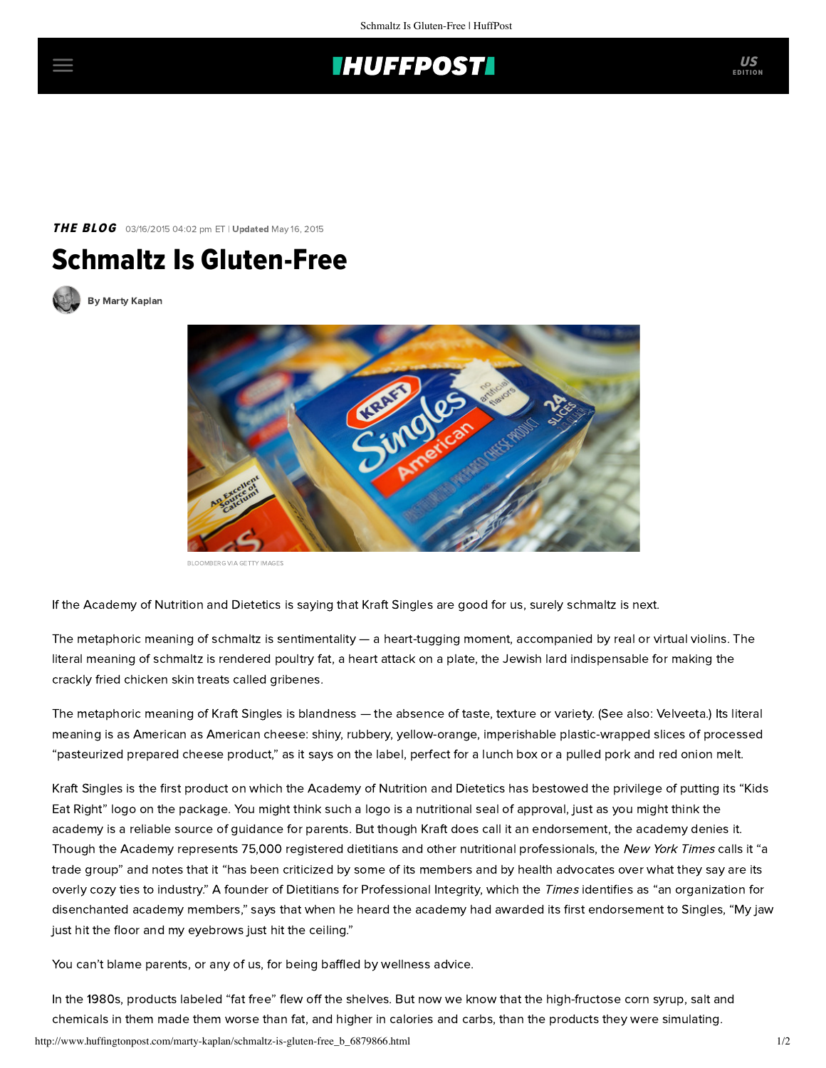THE BLOG 03/16/2015 04:02 pm ET | Updated May 16, 2015

# Schmaltz Is Gluten-Free

By Marty Kaplan

BLOOMBERG VIA GETTY IMAGES

If the Academy of Nutrition and Dietetics is saying that Kraft Singles are good for us, surely schmaltz is next.

The metaphoric meaning of schmaltz is sentimentality — a heart-tugging moment, accompanied by real or virtual violins. The literal meaning of schmaltz is rendered poultry fat, a heart attack on a plate, the Jewish lard indispensable for making the crackly fried chicken skin treats called gribenes.

The metaphoric meaning of Kraft Singles is blandness — the absence of taste, texture or variety. (See also: Velveeta.) Its literal meaning is as American as American cheese: shiny, rubbery, yellow-orange, imperishable plastic-wrapped slices of processed "pasteurized prepared cheese product," as it says on the label, perfect for a lunch box or a pulled pork and red onion melt.

Kraft Singles is the first product on which the Academy of Nutrition and Dietetics has bestowed the privilege of putting its "Kids Eat Right" logo on the package. You might think such a logo is a nutritional seal of approval, just as you might think the academy is a reliable source of guidance for parents. But though Kraft does call it an endorsement, the academy denies it. Though the Academy represents 75,000 registered dietitians and other nutritional professionals, the *New York Times* calls it "a trade group" and notes that it "has been criticized by some of its members and by health advocates over what they say are its overly cozy ties to industry." A founder of Dietitians for Professional Integrity, which the *Times* identifies as "an organization for disenchanted academy members," says that when he heard the academy had awarded its first endorsement to Singles, "My jaw just hit the floor and my eyebrows just hit the ceiling."

You can't blame parents, or any of us, for being baffled by wellness advice.

In the 1980s, products labeled "fat free" flew off the shelves. But now we know that the high-fructose corn syrup, salt and chemicals in them made them worse than fat, and higher in calories and carbs, than the products they were simulating.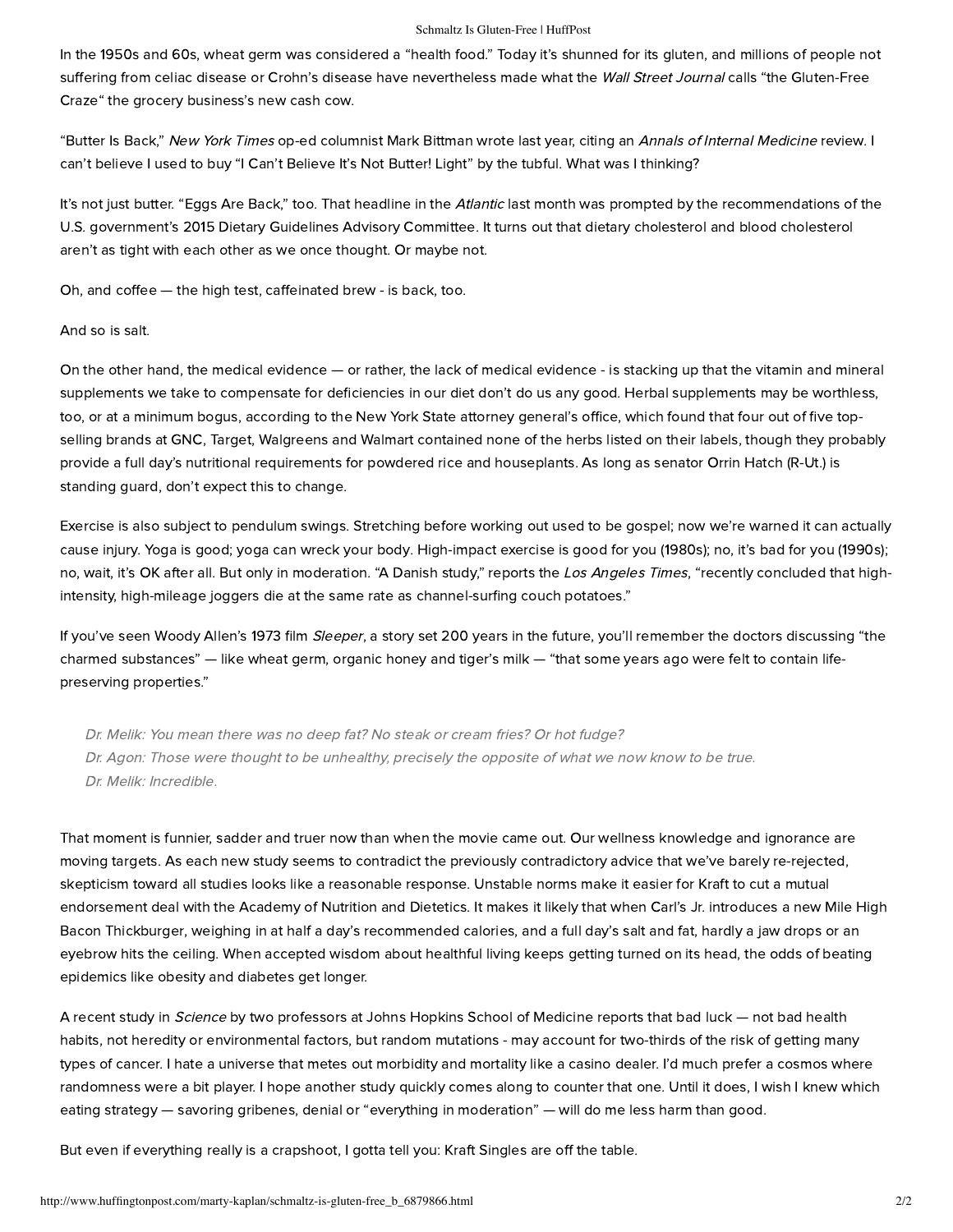In the 1950s and 60s, wheat germ was considered a "health food." Today it's shunned for its gluten, and millions of people not suffering from celiac disease or Crohn's disease have nevertheless made what the *Wall Street Journal* calls "the Gluten-Free Craze" the grocery business's new cash cow.

"Butter Is Back," *New York Times* op-ed columnist Mark Bittman wrote last year, citing an *Annals of Internal Medicine* review. I can't believe I used to buy "I Can't Believe It's Not Butter! Light" by the tubful. What was I thinking?

It's not just butter. "Eggs Are Back," too. That headline in the *Atlantic* last month was prompted by the recommendations of the U.S. government's 2015 Dietary Guidelines Advisory Committee. It turns out that dietary cholesterol and blood cholesterol aren't as tight with each other as we once thought. Or maybe not.

Oh, and coffee — the high test, caffeinated brew - is back, too.

And so is salt.

On the other hand, the medical evidence — or rather, the lack of medical evidence - is stacking up that the vitamin and mineral supplements we take to compensate for deficiencies in our diet don't do us any good. Herbal supplements may be worthless, too, or at a minimum bogus, according to the New York State attorney general's office, which found that four out of five top-selling brands at GNC, Target, Walgreens and Walmart contained none of the herbs listed on their labels, though they probably provide a full day's nutritional requirements for powdered rice and houseplants. As long as senator Orrin Hatch (R-Ut.) is standing guard, don't expect this to change.

Exercise is also subject to pendulum swings. Stretching before working out used to be gospel; now we're warned it can actually cause injury. Yoga is good; yoga can wreck your body. High-impact exercise is good for you (1980s); no, it's bad for you (1990s); no, wait, it's OK after all. But only in moderation. "A Danish study," reports the *Los Angeles Times*, "recently concluded that high-intensity, high-mileage joggers die at the same rate as channel-surfing couch potatoes."

If you've seen Woody Allen's 1973 film *Sleeper*, a story set 200 years in the future, you'll remember the doctors discussing "the charmed substances" — like wheat germ, organic honey and tiger's milk — "that some years ago were felt to contain life-preserving properties."

> *Dr. Melik: You mean there was no deep fat? No steak or cream fries? Or hot fudge?*
> *Dr. Agon: Those were thought to be unhealthy, precisely the opposite of what we now know to be true.*
> *Dr. Melik: Incredible.*

That moment is funnier, sadder and truer now than when the movie came out. Our wellness knowledge and ignorance are moving targets. As each new study seems to contradict the previously contradictory advice that we've barely re-rejected, skepticism toward all studies looks like a reasonable response. Unstable norms make it easier for Kraft to cut a mutual endorsement deal with the Academy of Nutrition and Dietetics. It makes it likely that when Carl's Jr. introduces a new Mile High Bacon Thickburger, weighing in at half a day's recommended calories, and a full day's salt and fat, hardly a jaw drops or an eyebrow hits the ceiling. When accepted wisdom about healthful living keeps getting turned on its head, the odds of beating epidemics like obesity and diabetes get longer.

A recent study in *Science* by two professors at Johns Hopkins School of Medicine reports that bad luck — not bad health habits, not heredity or environmental factors, but random mutations - may account for two-thirds of the risk of getting many types of cancer. I hate a universe that metes out morbidity and mortality like a casino dealer. I'd much prefer a cosmos where randomness were a bit player. I hope another study quickly comes along to counter that one. Until it does, I wish I knew which eating strategy — savoring gribenes, denial or "everything in moderation" — will do me less harm than good.

But even if everything really is a crapshoot, I gotta tell you: Kraft Singles are off the table.